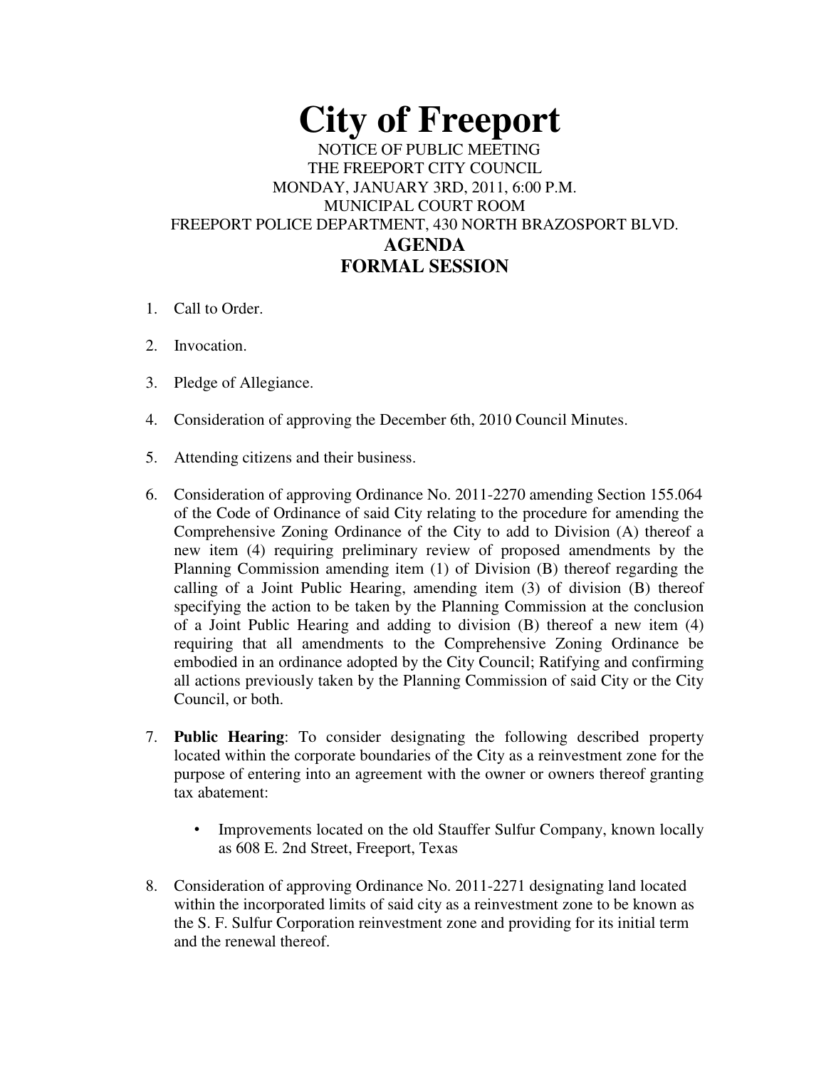# City of Freeport

NOTICE OF PUBLIC MEETING
THE FREEPORT CITY COUNCIL
MONDAY, JANUARY 3RD, 2011, 6:00 P.M.
MUNICIPAL COURT ROOM
FREEPORT POLICE DEPARTMENT, 430 NORTH BRAZOSPORT BLVD.

## AGENDA
## FORMAL SESSION

1. Call to Order.

2. Invocation.

3. Pledge of Allegiance.

4. Consideration of approving the December 6th, 2010 Council Minutes.

5. Attending citizens and their business.

6. Consideration of approving Ordinance No. 2011-2270 amending Section 155.064 of the Code of Ordinance of said City relating to the procedure for amending the Comprehensive Zoning Ordinance of the City to add to Division (A) thereof a new item (4) requiring preliminary review of proposed amendments by the Planning Commission amending item (1) of Division (B) thereof regarding the calling of a Joint Public Hearing, amending item (3) of division (B) thereof specifying the action to be taken by the Planning Commission at the conclusion of a Joint Public Hearing and adding to division (B) thereof a new item (4) requiring that all amendments to the Comprehensive Zoning Ordinance be embodied in an ordinance adopted by the City Council; Ratifying and confirming all actions previously taken by the Planning Commission of said City or the City Council, or both.

7. **Public Hearing**: To consider designating the following described property located within the corporate boundaries of the City as a reinvestment zone for the purpose of entering into an agreement with the owner or owners thereof granting tax abatement:

   - Improvements located on the old Stauffer Sulfur Company, known locally as 608 E. 2nd Street, Freeport, Texas

8. Consideration of approving Ordinance No. 2011-2271 designating land located within the incorporated limits of said city as a reinvestment zone to be known as the S. F. Sulfur Corporation reinvestment zone and providing for its initial term and the renewal thereof.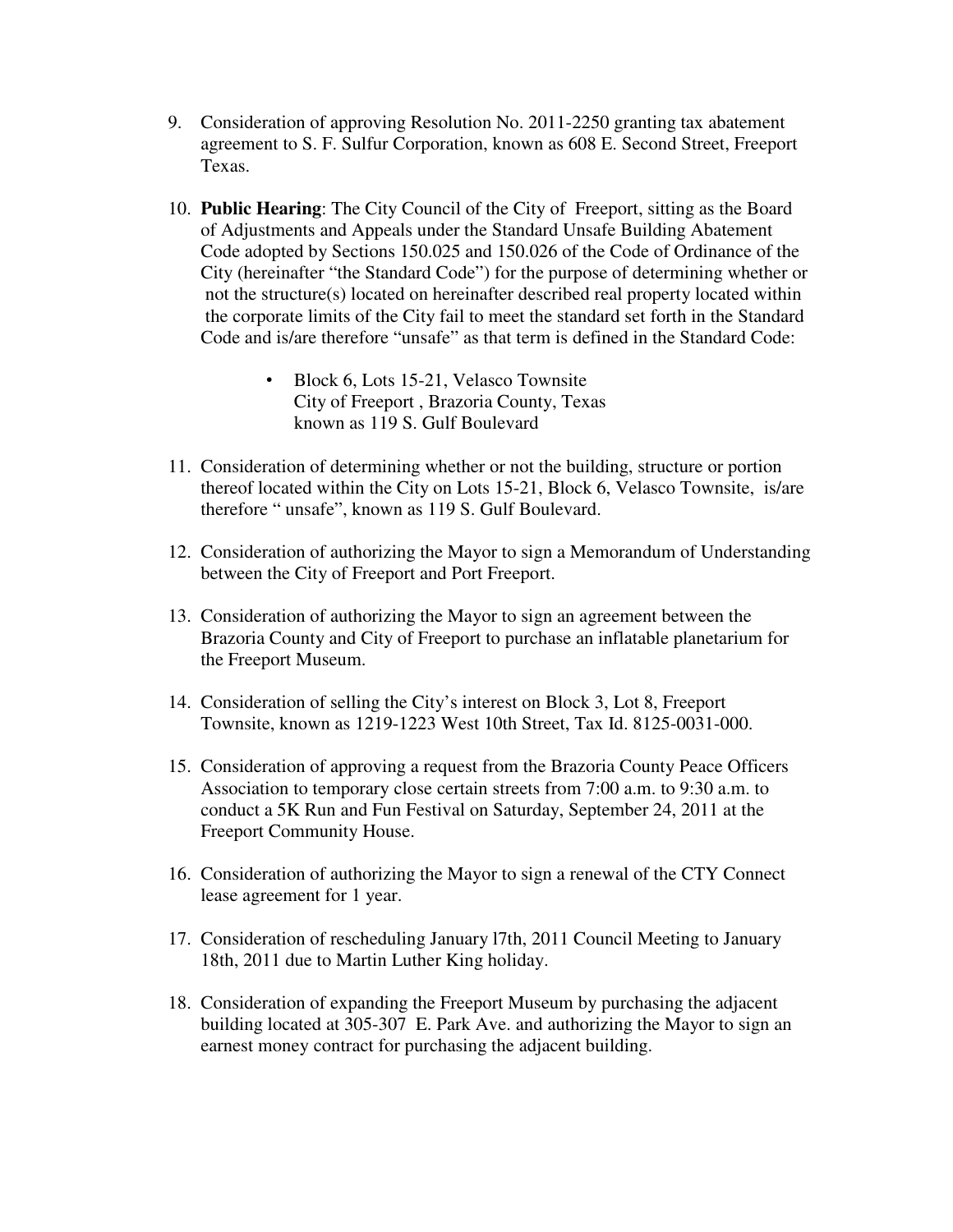9. Consideration of approving Resolution No. 2011-2250 granting tax abatement agreement to S. F. Sulfur Corporation, known as 608 E. Second Street, Freeport Texas.

10. **Public Hearing**: The City Council of the City of Freeport, sitting as the Board of Adjustments and Appeals under the Standard Unsafe Building Abatement Code adopted by Sections 150.025 and 150.026 of the Code of Ordinance of the City (hereinafter "the Standard Code") for the purpose of determining whether or not the structure(s) located on hereinafter described real property located within the corporate limits of the City fail to meet the standard set forth in the Standard Code and is/are therefore "unsafe" as that term is defined in the Standard Code:

    - Block 6, Lots 15-21, Velasco Townsite
      City of Freeport , Brazoria County, Texas
      known as 119 S. Gulf Boulevard

11. Consideration of determining whether or not the building, structure or portion thereof located within the City on Lots 15-21, Block 6, Velasco Townsite, is/are therefore " unsafe", known as 119 S. Gulf Boulevard.

12. Consideration of authorizing the Mayor to sign a Memorandum of Understanding between the City of Freeport and Port Freeport.

13. Consideration of authorizing the Mayor to sign an agreement between the Brazoria County and City of Freeport to purchase an inflatable planetarium for the Freeport Museum.

14. Consideration of selling the City's interest on Block 3, Lot 8, Freeport Townsite, known as 1219-1223 West 10th Street, Tax Id. 8125-0031-000.

15. Consideration of approving a request from the Brazoria County Peace Officers Association to temporary close certain streets from 7:00 a.m. to 9:30 a.m. to conduct a 5K Run and Fun Festival on Saturday, September 24, 2011 at the Freeport Community House.

16. Consideration of authorizing the Mayor to sign a renewal of the CTY Connect lease agreement for 1 year.

17. Consideration of rescheduling January l7th, 2011 Council Meeting to January 18th, 2011 due to Martin Luther King holiday.

18. Consideration of expanding the Freeport Museum by purchasing the adjacent building located at 305-307 E. Park Ave. and authorizing the Mayor to sign an earnest money contract for purchasing the adjacent building.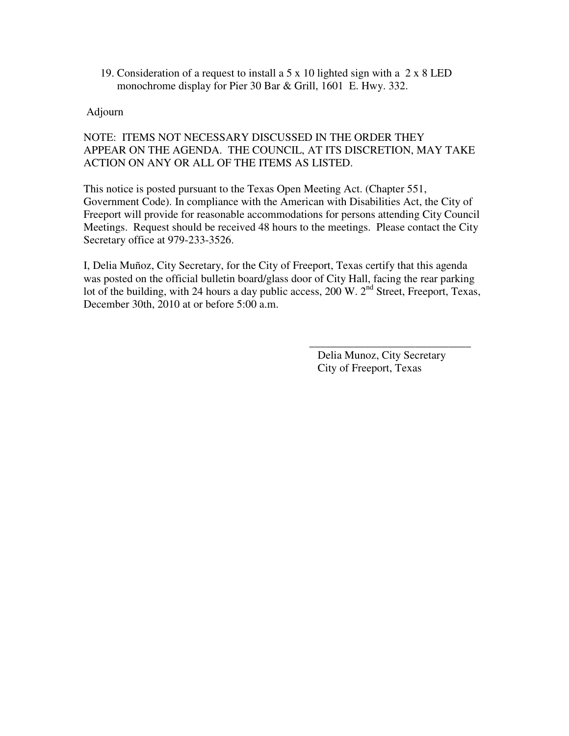19. Consideration of a request to install a 5 x 10 lighted sign with a 2 x 8 LED monochrome display for Pier 30 Bar & Grill, 1601 E. Hwy. 332.

Adjourn

NOTE: ITEMS NOT NECESSARY DISCUSSED IN THE ORDER THEY APPEAR ON THE AGENDA. THE COUNCIL, AT ITS DISCRETION, MAY TAKE ACTION ON ANY OR ALL OF THE ITEMS AS LISTED.

This notice is posted pursuant to the Texas Open Meeting Act. (Chapter 551, Government Code). In compliance with the American with Disabilities Act, the City of Freeport will provide for reasonable accommodations for persons attending City Council Meetings. Request should be received 48 hours to the meetings. Please contact the City Secretary office at 979-233-3526.

I, Delia Muñoz, City Secretary, for the City of Freeport, Texas certify that this agenda was posted on the official bulletin board/glass door of City Hall, facing the rear parking lot of the building, with 24 hours a day public access, 200 W. 2nd Street, Freeport, Texas, December 30th, 2010 at or before 5:00 a.m.

\_\_\_\_\_\_\_\_\_\_\_\_\_\_\_\_\_\_\_\_\_\_\_\_\_\_\_\_\_\_

Delia Munoz, City Secretary
City of Freeport, Texas